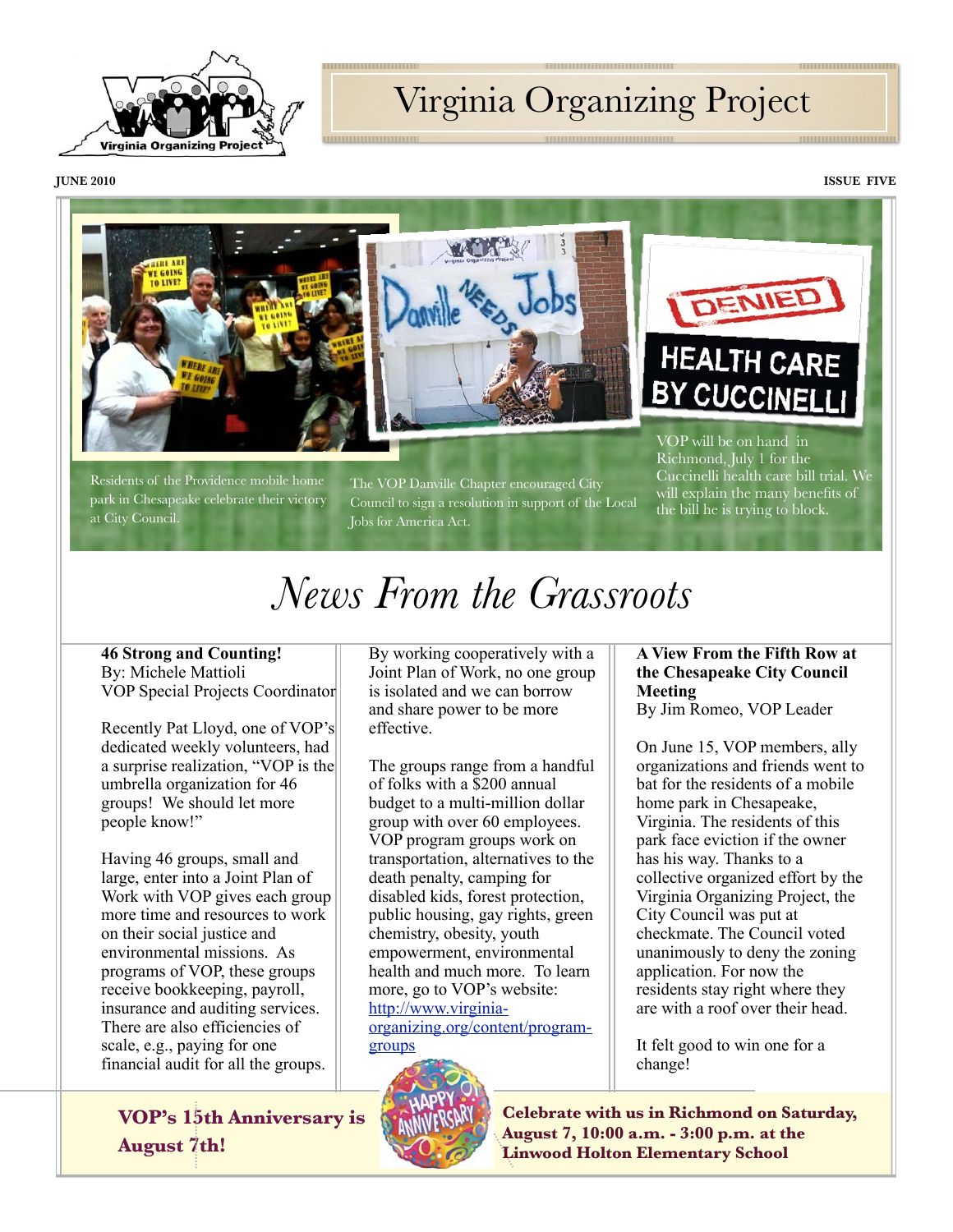# Virginia Organizing Project

JUNE 2010

ISSUE FIVE

Residents of the Providence mobile home park in Chesapeake celebrate their victory at City Council.

The VOP Danville Chapter encouraged City Council to sign a resolution in support of the Local Jobs for America Act.

DENIED HEALTH CARE BY CUCCINELLI

VOP will be on hand in Richmond, July 1 for the Cuccinelli health care bill trial. We will explain the many benefits of the bill he is trying to block.

# *News From the Grassroots*

**46 Strong and Counting!**
By: Michele Mattioli
VOP Special Projects Coordinator

Recently Pat Lloyd, one of VOP's dedicated weekly volunteers, had a surprise realization, "VOP is the umbrella organization for 46 groups! We should let more people know!"

Having 46 groups, small and large, enter into a Joint Plan of Work with VOP gives each group more time and resources to work on their social justice and environmental missions. As programs of VOP, these groups receive bookkeeping, payroll, insurance and auditing services. There are also efficiencies of scale, e.g., paying for one financial audit for all the groups.

By working cooperatively with a Joint Plan of Work, no one group is isolated and we can borrow and share power to be more effective.

The groups range from a handful of folks with a $200 annual budget to a multi-million dollar group with over 60 employees. VOP program groups work on transportation, alternatives to the death penalty, camping for disabled kids, forest protection, public housing, gay rights, green chemistry, obesity, youth empowerment, environmental health and much more. To learn more, go to VOP's website: http://www.virginia-organizing.org/content/program-groups

**A View From the Fifth Row at the Chesapeake City Council Meeting**
By Jim Romeo, VOP Leader

On June 15, VOP members, ally organizations and friends went to bat for the residents of a mobile home park in Chesapeake, Virginia. The residents of this park face eviction if the owner has his way. Thanks to a collective organized effort by the Virginia Organizing Project, the City Council was put at checkmate. The Council voted unanimously to deny the zoning application. For now the residents stay right where they are with a roof over their head.

It felt good to win one for a change!

**VOP's 15th Anniversary is August 7th!**

**Celebrate with us in Richmond on Saturday, August 7, 10:00 a.m. - 3:00 p.m. at the Linwood Holton Elementary School**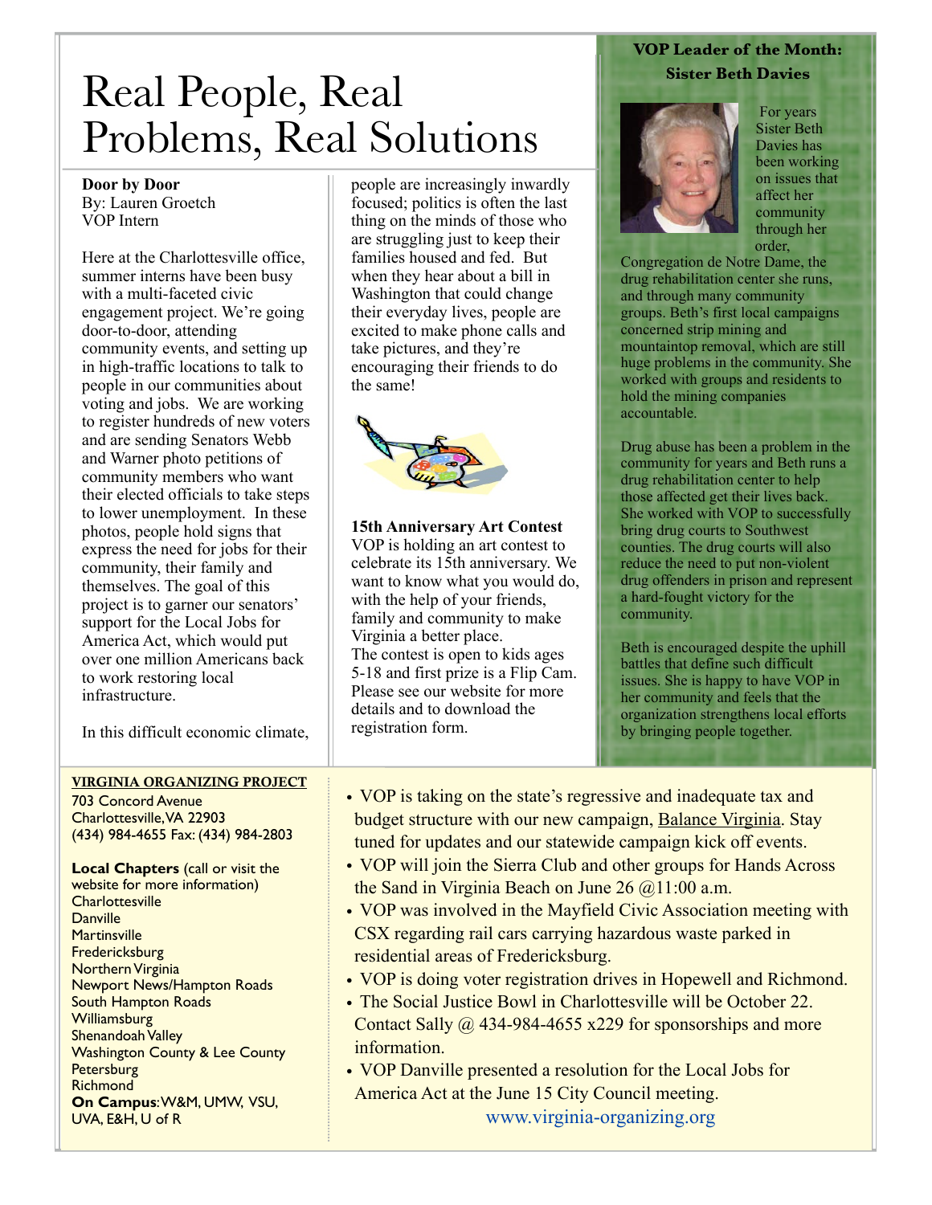# Real People, Real Problems, Real Solutions

**Door by Door**
By: Lauren Groetch
VOP Intern

Here at the Charlottesville office, summer interns have been busy with a multi-faceted civic engagement project. We're going door-to-door, attending community events, and setting up in high-traffic locations to talk to people in our communities about voting and jobs. We are working to register hundreds of new voters and are sending Senators Webb and Warner photo petitions of community members who want their elected officials to take steps to lower unemployment. In these photos, people hold signs that express the need for jobs for their community, their family and themselves. The goal of this project is to garner our senators' support for the Local Jobs for America Act, which would put over one million Americans back to work restoring local infrastructure.

In this difficult economic climate, people are increasingly inwardly focused; politics is often the last thing on the minds of those who are struggling just to keep their families housed and fed. But when they hear about a bill in Washington that could change their everyday lives, people are excited to make phone calls and take pictures, and they're encouraging their friends to do the same!

**15th Anniversary Art Contest**
VOP is holding an art contest to celebrate its 15th anniversary. We want to know what you would do, with the help of your friends, family and community to make Virginia a better place.
The contest is open to kids ages 5-18 and first prize is a Flip Cam. Please see our website for more details and to download the registration form.

**VOP Leader of the Month: Sister Beth Davies**

For years Sister Beth Davies has been working on issues that affect her community through her order, Congregation de Notre Dame, the drug rehabilitation center she runs, and through many community groups. Beth's first local campaigns concerned strip mining and mountaintop removal, which are still huge problems in the community. She worked with groups and residents to hold the mining companies accountable.

Drug abuse has been a problem in the community for years and Beth runs a drug rehabilitation center to help those affected get their lives back. She worked with VOP to successfully bring drug courts to Southwest counties. The drug courts will also reduce the need to put non-violent drug offenders in prison and represent a hard-fought victory for the community.

Beth is encouraged despite the uphill battles that define such difficult issues. She is happy to have VOP in her community and feels that the organization strengthens local efforts by bringing people together.

**VIRGINIA ORGANIZING PROJECT**
703 Concord Avenue
Charlottesville, VA 22903
(434) 984-4655 Fax: (434) 984-2803

**Local Chapters** (call or visit the website for more information)
Charlottesville
Danville
Martinsville
Fredericksburg
Northern Virginia
Newport News/Hampton Roads
South Hampton Roads
Williamsburg
Shenandoah Valley
Washington County & Lee County
Petersburg
Richmond
**On Campus**: W&M, UMW, VSU, UVA, E&H, U of R

- VOP is taking on the state's regressive and inadequate tax and budget structure with our new campaign, Balance Virginia. Stay tuned for updates and our statewide campaign kick off events.
- VOP will join the Sierra Club and other groups for Hands Across the Sand in Virginia Beach on June 26 @11:00 a.m.
- VOP was involved in the Mayfield Civic Association meeting with CSX regarding rail cars carrying hazardous waste parked in residential areas of Fredericksburg.
- VOP is doing voter registration drives in Hopewell and Richmond.
- The Social Justice Bowl in Charlottesville will be October 22. Contact Sally @ 434-984-4655 x229 for sponsorships and more information.
- VOP Danville presented a resolution for the Local Jobs for America Act at the June 15 City Council meeting.

www.virginia-organizing.org